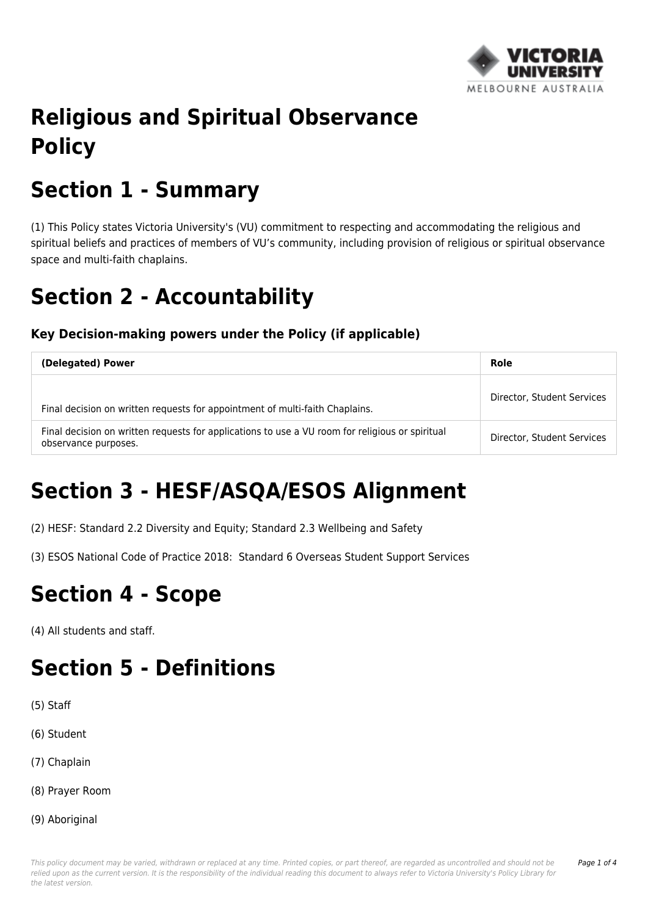# Religious and Spiritual Observance Policy

# Section 1 - Summary

(1) This Policy states Victoria University's (VU) commitment to respecting and accommodating the religious and spiritual beliefs and practices of members of VU's community, including provision of religious or spiritual observance space and multi-faith chaplains.

# Section 2 - Accountability

### Key Decision-making powers under the Policy (if applicable)

| (Delegated) Power | Role |
|---|---|
| Final decision on written requests for appointment of multi-faith Chaplains. | Director, Student Services |
| Final decision on written requests for applications to use a VU room for religious or spiritual observance purposes. | Director, Student Services |

# Section 3 - HESF/ASQA/ESOS Alignment

(2) HESF: Standard 2.2 Diversity and Equity; Standard 2.3 Wellbeing and Safety

(3) ESOS National Code of Practice 2018: Standard 6 Overseas Student Support Services

# Section 4 - Scope

(4) All students and staff.

# Section 5 - Definitions

(5) Staff

(6) Student

(7) Chaplain

(8) Prayer Room

(9) Aboriginal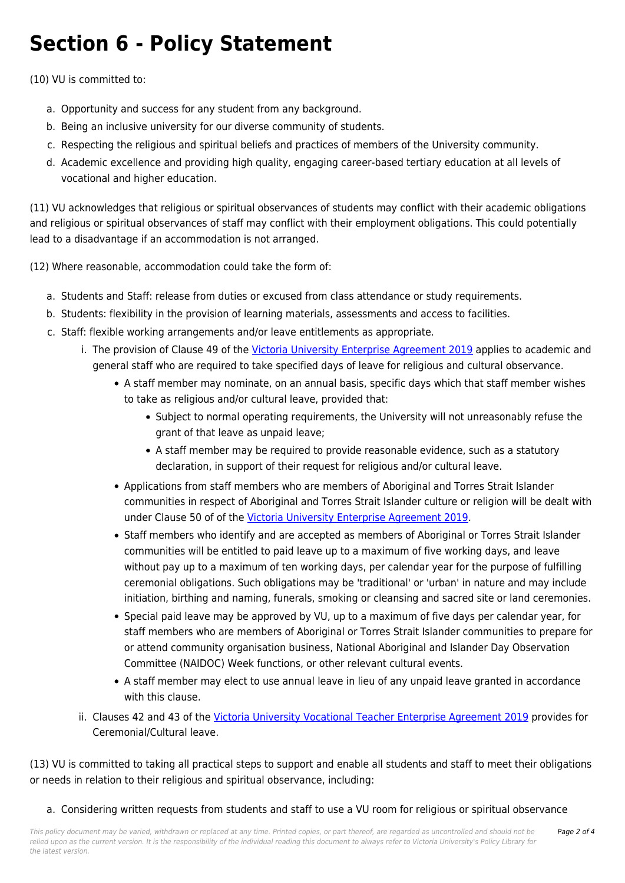# Section 6 - Policy Statement

(10) VU is committed to:

a. Opportunity and success for any student from any background.
b. Being an inclusive university for our diverse community of students.
c. Respecting the religious and spiritual beliefs and practices of members of the University community.
d. Academic excellence and providing high quality, engaging career-based tertiary education at all levels of vocational and higher education.

(11) VU acknowledges that religious or spiritual observances of students may conflict with their academic obligations and religious or spiritual observances of staff may conflict with their employment obligations. This could potentially lead to a disadvantage if an accommodation is not arranged.

(12) Where reasonable, accommodation could take the form of:

a. Students and Staff: release from duties or excused from class attendance or study requirements.
b. Students: flexibility in the provision of learning materials, assessments and access to facilities.
c. Staff: flexible working arrangements and/or leave entitlements as appropriate.
    i. The provision of Clause 49 of the Victoria University Enterprise Agreement 2019 applies to academic and general staff who are required to take specified days of leave for religious and cultural observance.
        - A staff member may nominate, on an annual basis, specific days which that staff member wishes to take as religious and/or cultural leave, provided that:
            - Subject to normal operating requirements, the University will not unreasonably refuse the grant of that leave as unpaid leave;
            - A staff member may be required to provide reasonable evidence, such as a statutory declaration, in support of their request for religious and/or cultural leave.
        - Applications from staff members who are members of Aboriginal and Torres Strait Islander communities in respect of Aboriginal and Torres Strait Islander culture or religion will be dealt with under Clause 50 of of the Victoria University Enterprise Agreement 2019.
        - Staff members who identify and are accepted as members of Aboriginal or Torres Strait Islander communities will be entitled to paid leave up to a maximum of five working days, and leave without pay up to a maximum of ten working days, per calendar year for the purpose of fulfilling ceremonial obligations. Such obligations may be 'traditional' or 'urban' in nature and may include initiation, birthing and naming, funerals, smoking or cleansing and sacred site or land ceremonies.
        - Special paid leave may be approved by VU, up to a maximum of five days per calendar year, for staff members who are members of Aboriginal or Torres Strait Islander communities to prepare for or attend community organisation business, National Aboriginal and Islander Day Observation Committee (NAIDOC) Week functions, or other relevant cultural events.
        - A staff member may elect to use annual leave in lieu of any unpaid leave granted in accordance with this clause.
    ii. Clauses 42 and 43 of the Victoria University Vocational Teacher Enterprise Agreement 2019 provides for Ceremonial/Cultural leave.

(13) VU is committed to taking all practical steps to support and enable all students and staff to meet their obligations or needs in relation to their religious and spiritual observance, including:

a. Considering written requests from students and staff to use a VU room for religious or spiritual observance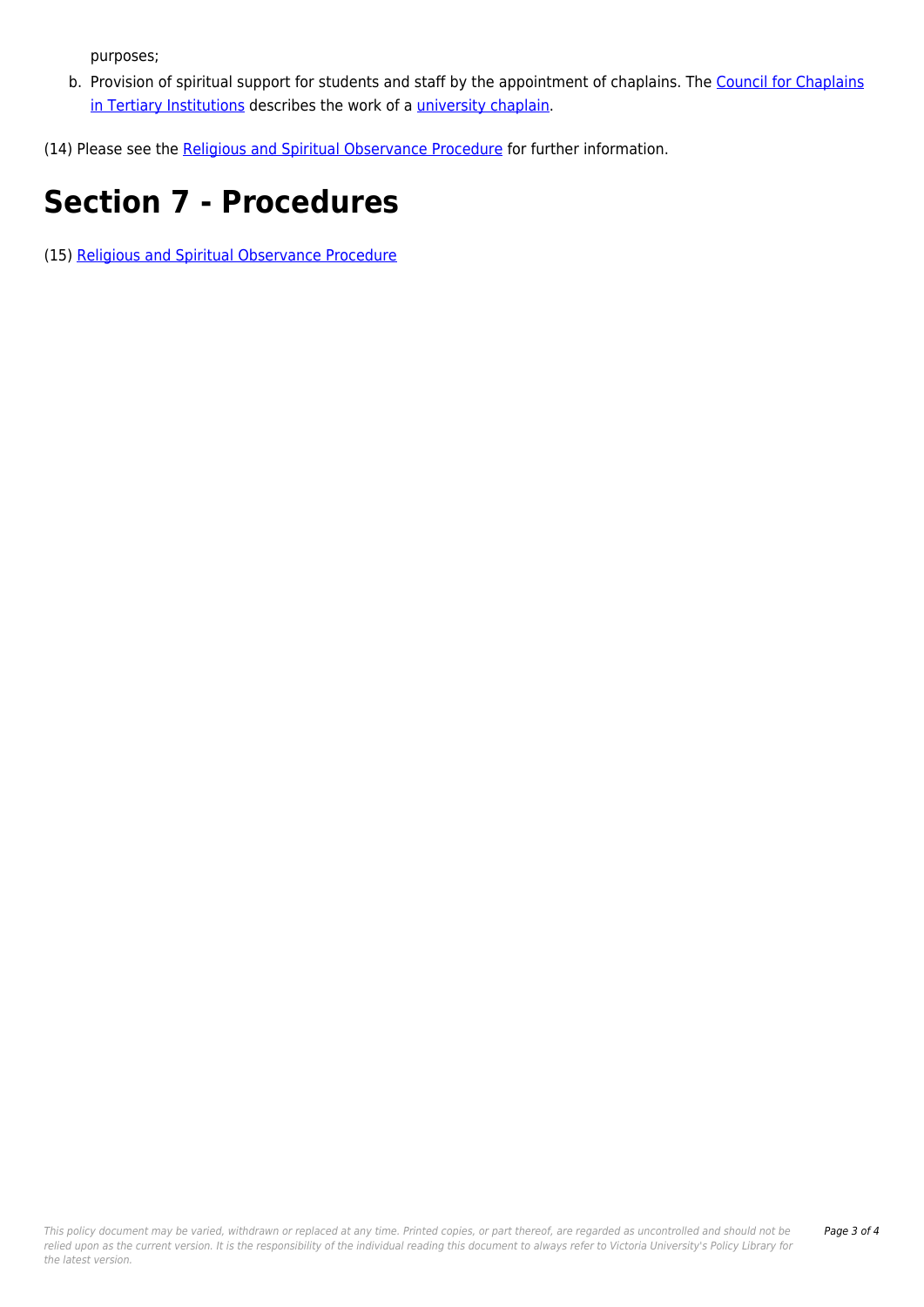purposes;

b. Provision of spiritual support for students and staff by the appointment of chaplains. The Council for Chaplains in Tertiary Institutions describes the work of a university chaplain.

(14) Please see the Religious and Spiritual Observance Procedure for further information.

# Section 7 - Procedures

(15) Religious and Spiritual Observance Procedure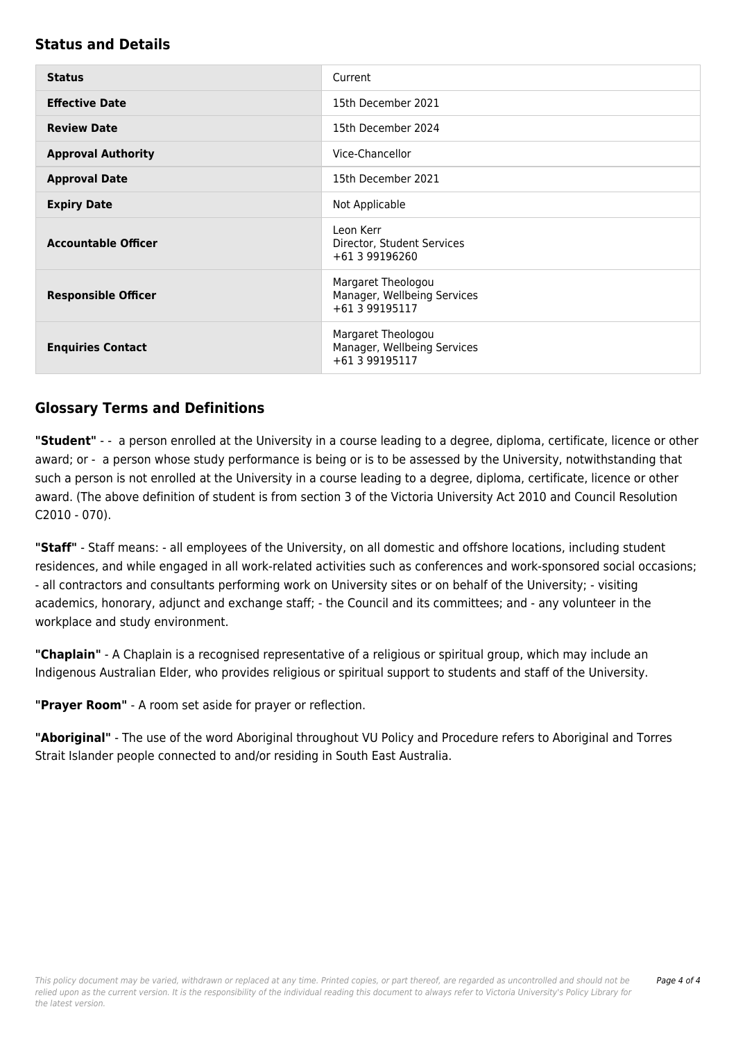## Status and Details

| | |
|---|---|
| **Status** | Current |
| **Effective Date** | 15th December 2021 |
| **Review Date** | 15th December 2024 |
| **Approval Authority** | Vice-Chancellor |
| **Approval Date** | 15th December 2021 |
| **Expiry Date** | Not Applicable |
| **Accountable Officer** | Leon Kerr<br>Director, Student Services<br>+61 3 99196260 |
| **Responsible Officer** | Margaret Theologou<br>Manager, Wellbeing Services<br>+61 3 99195117 |
| **Enquiries Contact** | Margaret Theologou<br>Manager, Wellbeing Services<br>+61 3 99195117 |

## Glossary Terms and Definitions

**"Student"** - - a person enrolled at the University in a course leading to a degree, diploma, certificate, licence or other award; or - a person whose study performance is being or is to be assessed by the University, notwithstanding that such a person is not enrolled at the University in a course leading to a degree, diploma, certificate, licence or other award. (The above definition of student is from section 3 of the Victoria University Act 2010 and Council Resolution C2010 - 070).

**"Staff"** - Staff means: - all employees of the University, on all domestic and offshore locations, including student residences, and while engaged in all work-related activities such as conferences and work-sponsored social occasions; - all contractors and consultants performing work on University sites or on behalf of the University; - visiting academics, honorary, adjunct and exchange staff; - the Council and its committees; and - any volunteer in the workplace and study environment.

**"Chaplain"** - A Chaplain is a recognised representative of a religious or spiritual group, which may include an Indigenous Australian Elder, who provides religious or spiritual support to students and staff of the University.

**"Prayer Room"** - A room set aside for prayer or reflection.

**"Aboriginal"** - The use of the word Aboriginal throughout VU Policy and Procedure refers to Aboriginal and Torres Strait Islander people connected to and/or residing in South East Australia.